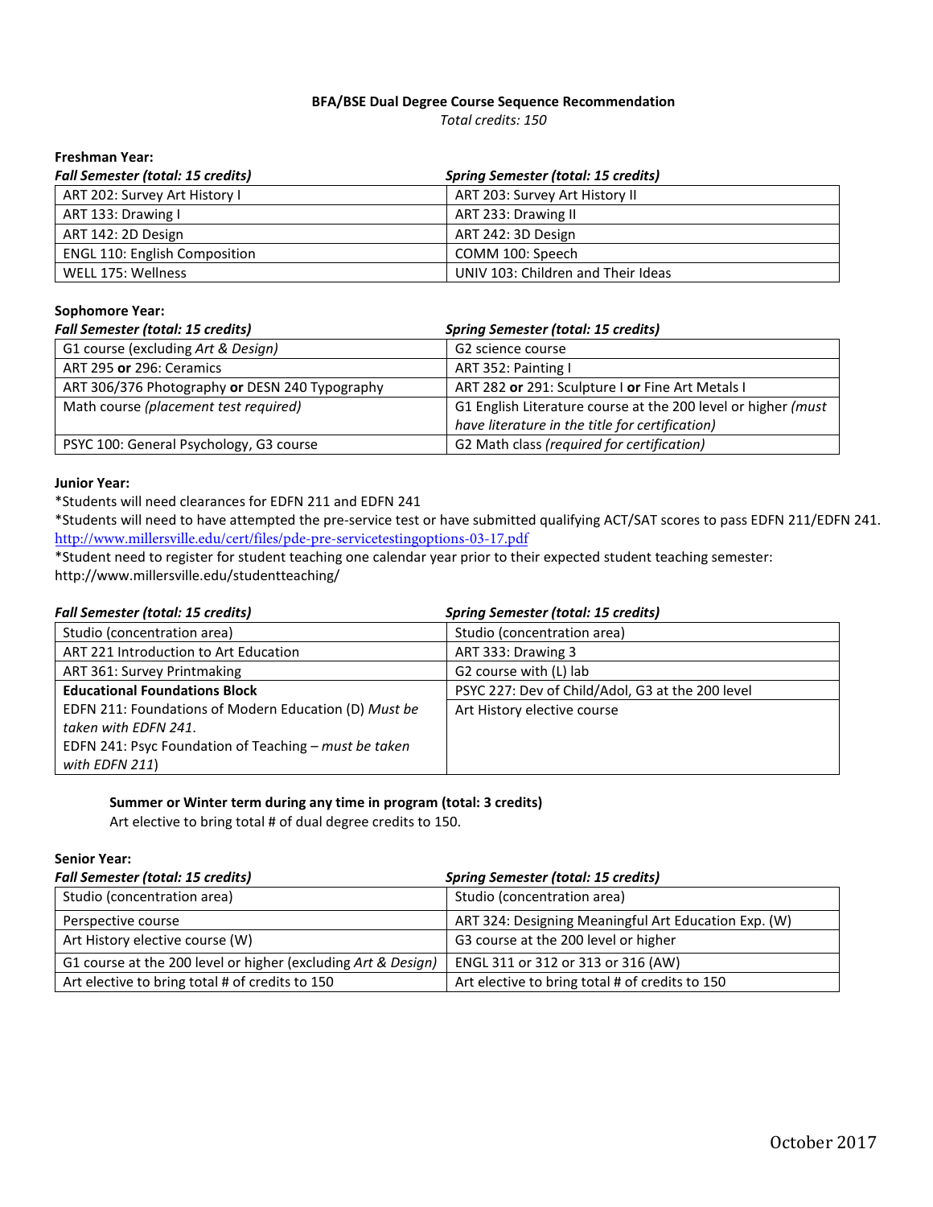# BFA/BSE Dual Degree Course Sequence Recommendation

*Total credits: 150*

**Freshman Year:**

| *Fall Semester (total: 15 credits)* | *Spring Semester (total: 15 credits)* |
|---|---|
| ART 202: Survey Art History I | ART 203: Survey Art History II |
| ART 133: Drawing I | ART 233: Drawing II |
| ART 142: 2D Design | ART 242: 3D Design |
| ENGL 110: English Composition | COMM 100: Speech |
| WELL 175: Wellness | UNIV 103: Children and Their Ideas |

**Sophomore Year:**

| *Fall Semester (total: 15 credits)* | *Spring Semester (total: 15 credits)* |
|---|---|
| G1 course (excluding *Art & Design)* | G2 science course |
| ART 295 **or** 296: Ceramics | ART 352: Painting I |
| ART 306/376 Photography **or** DESN 240 Typography | ART 282 **or** 291: Sculpture I **or** Fine Art Metals I |
| Math course *(placement test required)* | G1 English Literature course at the 200 level or higher *(must have literature in the title for certification)* |
| PSYC 100: General Psychology, G3 course | G2 Math class *(required for certification)* |

**Junior Year:**

*Students will need clearances for EDFN 211 and EDFN 241

*Students will need to have attempted the pre-service test or have submitted qualifying ACT/SAT scores to pass EDFN 211/EDFN 241. http://www.millersville.edu/cert/files/pde-pre-servicetestingoptions-03-17.pdf

*Student need to register for student teaching one calendar year prior to their expected student teaching semester: http://www.millersville.edu/studentteaching/

| *Fall Semester (total: 15 credits)* | *Spring Semester (total: 15 credits)* |
|---|---|
| Studio (concentration area) | Studio (concentration area) |
| ART 221 Introduction to Art Education | ART 333: Drawing 3 |
| ART 361: Survey Printmaking | G2 course with (L) lab |
| **Educational Foundations Block** | PSYC 227: Dev of Child/Adol, G3 at the 200 level |
| EDFN 211: Foundations of Modern Education (D) *Must be taken with EDFN 241*. EDFN 241: Psyc Foundation of Teaching – *must be taken with EDFN 211*) | Art History elective course |

**Summer or Winter term during any time in program (total: 3 credits)**

Art elective to bring total # of dual degree credits to 150.

**Senior Year:**

| *Fall Semester (total: 15 credits)* | *Spring Semester (total: 15 credits)* |
|---|---|
| Studio (concentration area) | Studio (concentration area) |
| Perspective course | ART 324: Designing Meaningful Art Education Exp. (W) |
| Art History elective course (W) | G3 course at the 200 level or higher |
| G1 course at the 200 level or higher (excluding *Art & Design*) | ENGL 311 or 312 or 313 or 316 (AW) |
| Art elective to bring total # of credits to 150 | Art elective to bring total # of credits to 150 |

October 2017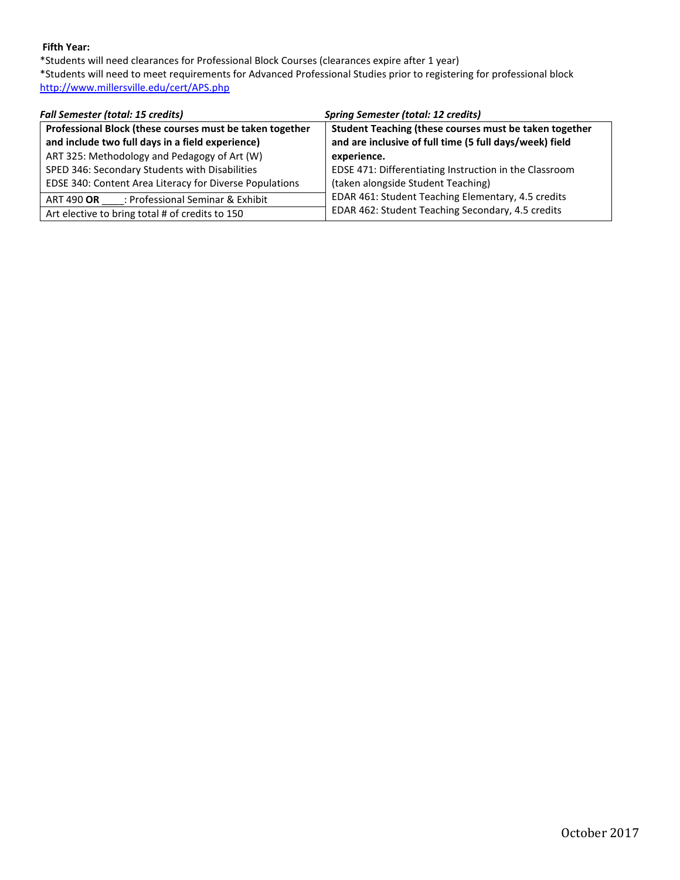**Fifth Year:**

*Students will need clearances for Professional Block Courses (clearances expire after 1 year)
*Students will need to meet requirements for Advanced Professional Studies prior to registering for professional block
http://www.millersville.edu/cert/APS.php

| *Fall Semester (total: 15 credits)* | *Spring Semester (total: 12 credits)* |
|---|---|
| **Professional Block (these courses must be taken together and include two full days in a field experience)**<br>ART 325: Methodology and Pedagogy of Art (W)<br>SPED 346: Secondary Students with Disabilities<br>EDSE 340: Content Area Literacy for Diverse Populations | **Student Teaching (these courses must be taken together and are inclusive of full time (5 full days/week) field experience.**<br>EDSE 471: Differentiating Instruction in the Classroom (taken alongside Student Teaching) |
| ART 490 **OR** ____: Professional Seminar & Exhibit | EDAR 461: Student Teaching Elementary, 4.5 credits |
| Art elective to bring total # of credits to 150 | EDAR 462: Student Teaching Secondary, 4.5 credits |

October 2017